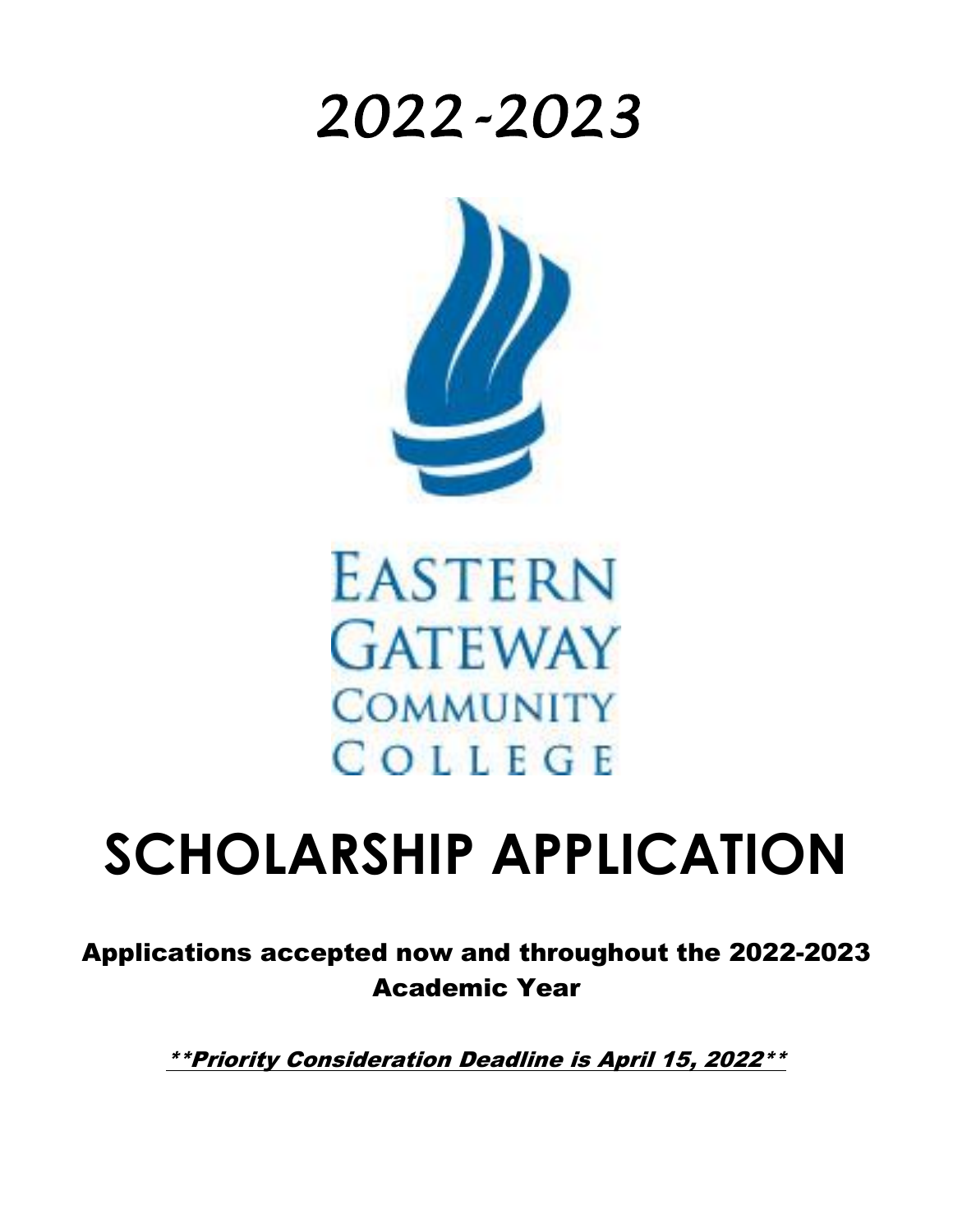# *2022-2023*

EASTERN GATEWAY COMMUNITY COLLEGE

# SCHOLARSHIP APPLICATION

**Applications accepted now and throughout the 2022-2023 Academic Year**

***\*\*Priority Consideration Deadline is April 15, 2022\*\****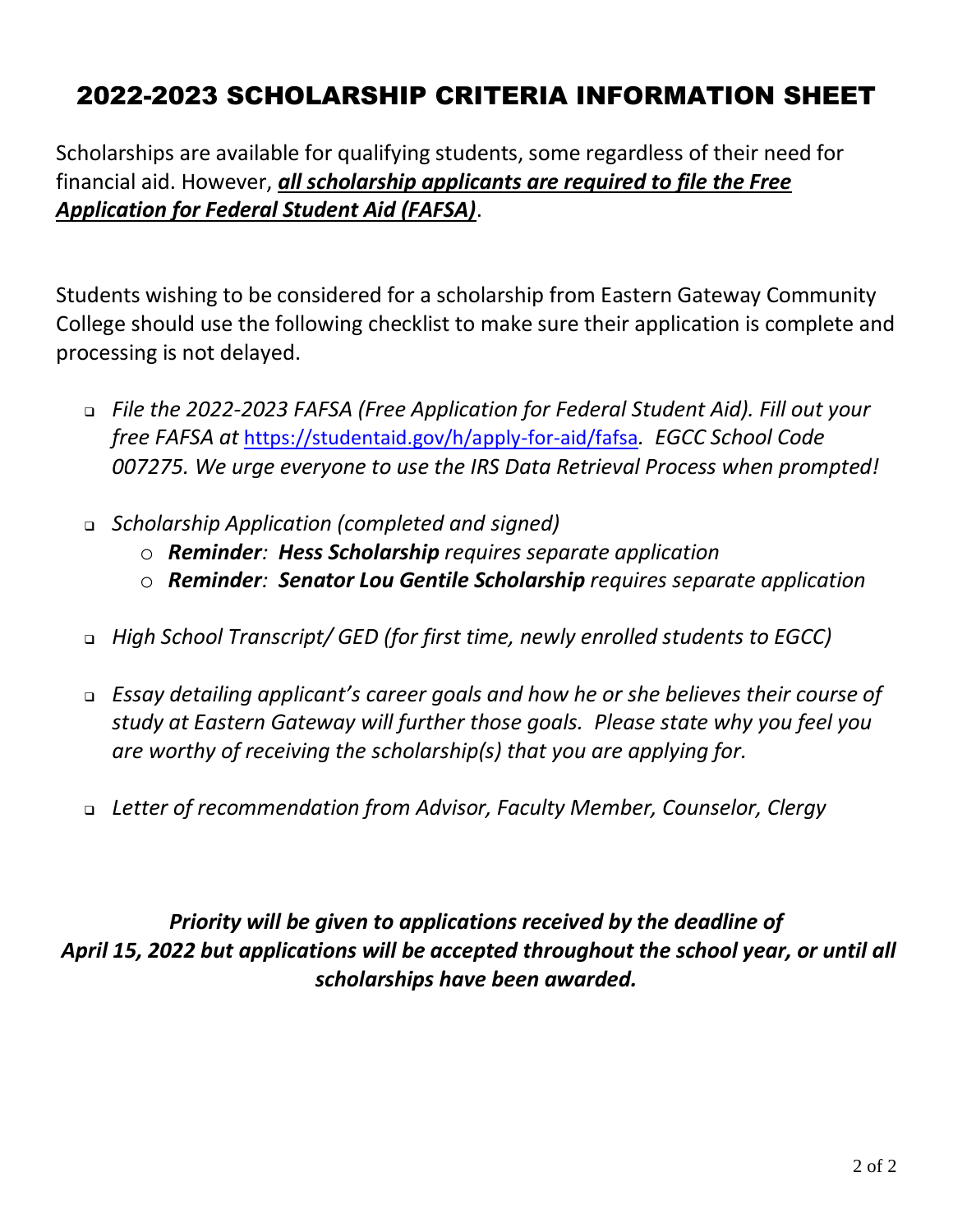# 2022-2023 SCHOLARSHIP CRITERIA INFORMATION SHEET

Scholarships are available for qualifying students, some regardless of their need for financial aid. However, ***all scholarship applicants are required to file the Free Application for Federal Student Aid (FAFSA)***.

Students wishing to be considered for a scholarship from Eastern Gateway Community College should use the following checklist to make sure their application is complete and processing is not delayed.

- *File the 2022-2023 FAFSA (Free Application for Federal Student Aid). Fill out your free FAFSA at* https://studentaid.gov/h/apply-for-aid/fafsa*. EGCC School Code 007275. We urge everyone to use the IRS Data Retrieval Process when prompted!*
- *Scholarship Application (completed and signed)*
  - ***Reminder**: **Hess Scholarship** requires separate application*
  - ***Reminder**: **Senator Lou Gentile Scholarship** requires separate application*
- *High School Transcript/ GED (for first time, newly enrolled students to EGCC)*
- *Essay detailing applicant's career goals and how he or she believes their course of study at Eastern Gateway will further those goals. Please state why you feel you are worthy of receiving the scholarship(s) that you are applying for.*
- *Letter of recommendation from Advisor, Faculty Member, Counselor, Clergy*

***Priority will be given to applications received by the deadline of April 15, 2022 but applications will be accepted throughout the school year, or until all scholarships have been awarded.***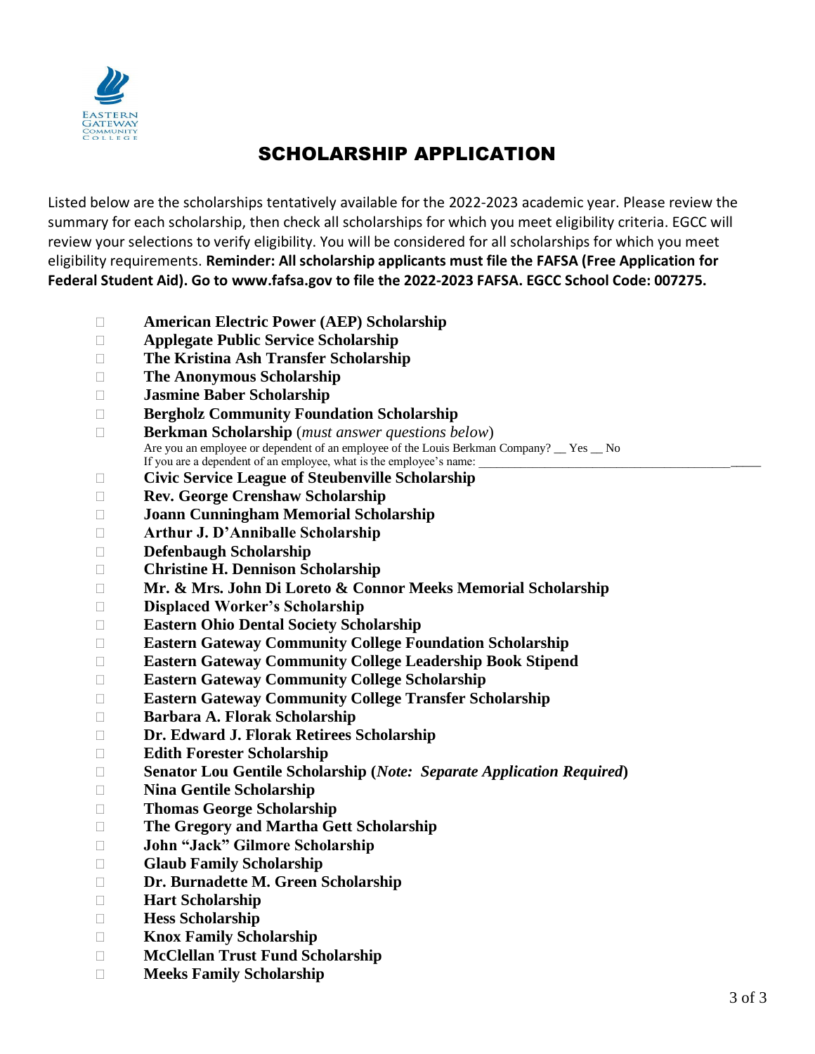# SCHOLARSHIP APPLICATION

Listed below are the scholarships tentatively available for the 2022-2023 academic year. Please review the summary for each scholarship, then check all scholarships for which you meet eligibility criteria. EGCC will review your selections to verify eligibility. You will be considered for all scholarships for which you meet eligibility requirements. **Reminder: All scholarship applicants must file the FAFSA (Free Application for Federal Student Aid). Go to www.fafsa.gov to file the 2022-2023 FAFSA. EGCC School Code: 007275.**

- ☐ **American Electric Power (AEP) Scholarship**
- ☐ **Applegate Public Service Scholarship**
- ☐ **The Kristina Ash Transfer Scholarship**
- ☐ **The Anonymous Scholarship**
- ☐ **Jasmine Baber Scholarship**
- ☐ **Bergholz Community Foundation Scholarship**
- ☐ **Berkman Scholarship** (*must answer questions below*)
  Are you an employee or dependent of an employee of the Louis Berkman Company? __ Yes __ No
  If you are a dependent of an employee, what is the employee's name: ______________________________________________
- ☐ **Civic Service League of Steubenville Scholarship**
- ☐ **Rev. George Crenshaw Scholarship**
- ☐ **Joann Cunningham Memorial Scholarship**
- ☐ **Arthur J. D'Anniballe Scholarship**
- ☐ **Defenbaugh Scholarship**
- ☐ **Christine H. Dennison Scholarship**
- ☐ **Mr. & Mrs. John Di Loreto & Connor Meeks Memorial Scholarship**
- ☐ **Displaced Worker's Scholarship**
- ☐ **Eastern Ohio Dental Society Scholarship**
- ☐ **Eastern Gateway Community College Foundation Scholarship**
- ☐ **Eastern Gateway Community College Leadership Book Stipend**
- ☐ **Eastern Gateway Community College Scholarship**
- ☐ **Eastern Gateway Community College Transfer Scholarship**
- ☐ **Barbara A. Florak Scholarship**
- ☐ **Dr. Edward J. Florak Retirees Scholarship**
- ☐ **Edith Forester Scholarship**
- ☐ **Senator Lou Gentile Scholarship (*Note: Separate Application Required*)**
- ☐ **Nina Gentile Scholarship**
- ☐ **Thomas George Scholarship**
- ☐ **The Gregory and Martha Gett Scholarship**
- ☐ **John "Jack" Gilmore Scholarship**
- ☐ **Glaub Family Scholarship**
- ☐ **Dr. Burnadette M. Green Scholarship**
- ☐ **Hart Scholarship**
- ☐ **Hess Scholarship**
- ☐ **Knox Family Scholarship**
- ☐ **McClellan Trust Fund Scholarship**
- ☐ **Meeks Family Scholarship**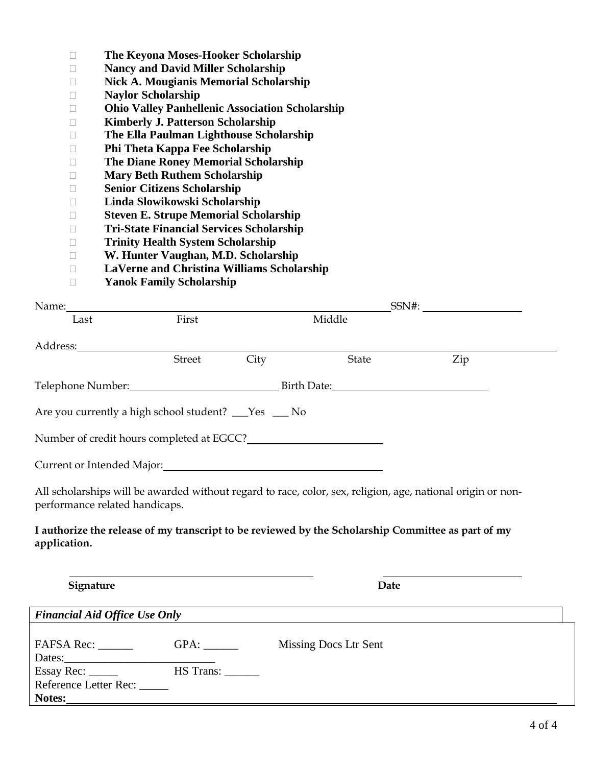- **The Keyona Moses-Hooker Scholarship**
- **Nancy and David Miller Scholarship**
- **Nick A. Mougianis Memorial Scholarship**
- **Naylor Scholarship**
- **Ohio Valley Panhellenic Association Scholarship**
- **Kimberly J. Patterson Scholarship**
- **The Ella Paulman Lighthouse Scholarship**
- **Phi Theta Kappa Fee Scholarship**
- **The Diane Roney Memorial Scholarship**
- **Mary Beth Ruthem Scholarship**
- **Senior Citizens Scholarship**
- **Linda Slowikowski Scholarship**
- **Steven E. Strupe Memorial Scholarship**
- **Tri-State Financial Services Scholarship**
- **Trinity Health System Scholarship**
- **W. Hunter Vaughan, M.D. Scholarship**
- **LaVerne and Christina Williams Scholarship**
- **Yanok Family Scholarship**

Name: ______________________________________________ SSN#: ________________
Last First Middle

Address: ___________________________________________________________________
Street City State Zip

Telephone Number: ________________________ Birth Date: ________________________

Are you currently a high school student? ___Yes ___ No

Number of credit hours completed at EGCC? ______________________

Current or Intended Major: ______________________________________

All scholarships will be awarded without regard to race, color, sex, religion, age, national origin or non-performance related handicaps.

**I authorize the release of my transcript to be reviewed by the Scholarship Committee as part of my application.**

______________________________________ ________________________
**Signature** **Date**

***Financial Aid Office Use Only***

FAFSA Rec: ______ GPA: ______ Missing Docs Ltr Sent
Dates:__________________________
Essay Rec: _____ HS Trans: ______
Reference Letter Rec: _____
**Notes:**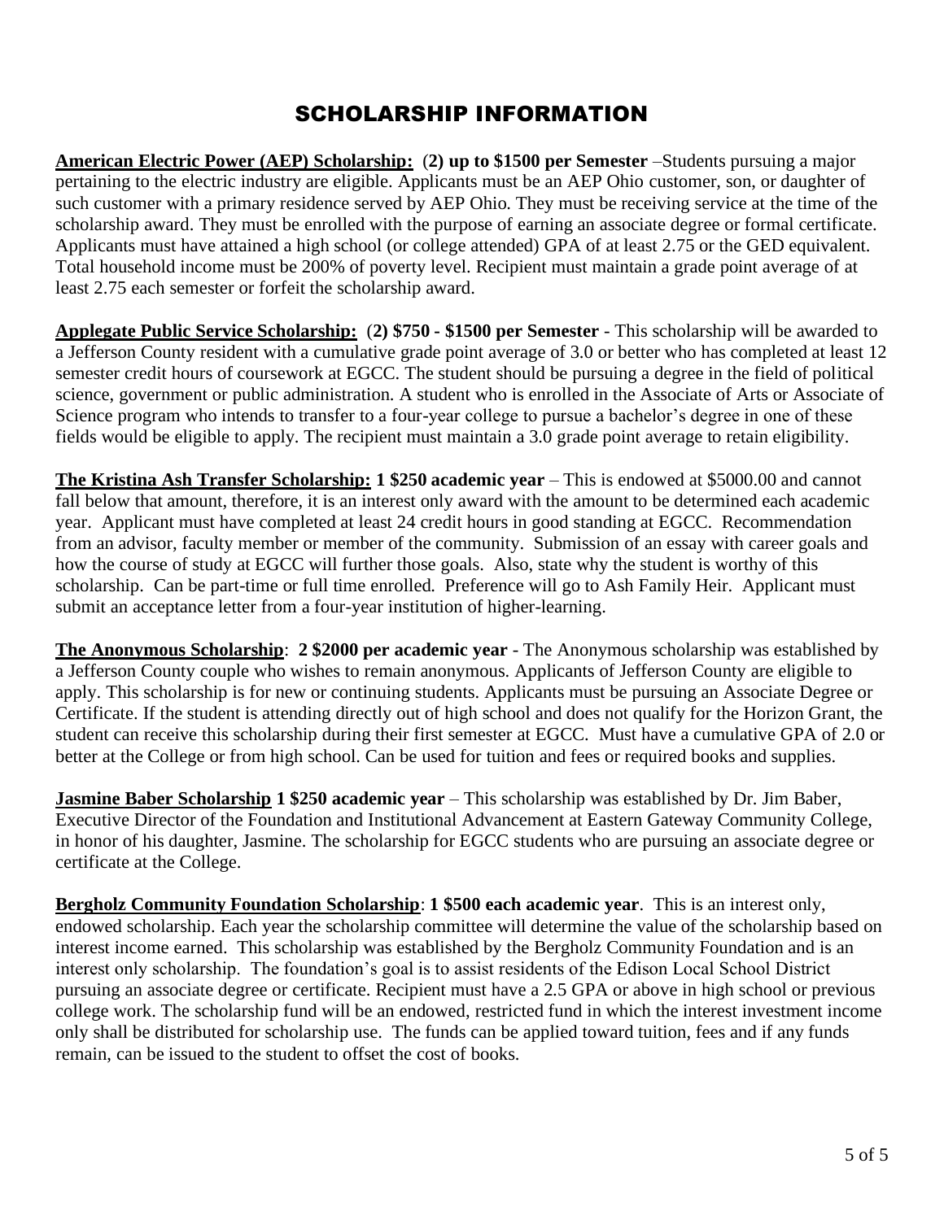# SCHOLARSHIP INFORMATION

**American Electric Power (AEP) Scholarship:** (**2) up to $1500 per Semester** –Students pursuing a major pertaining to the electric industry are eligible. Applicants must be an AEP Ohio customer, son, or daughter of such customer with a primary residence served by AEP Ohio. They must be receiving service at the time of the scholarship award. They must be enrolled with the purpose of earning an associate degree or formal certificate. Applicants must have attained a high school (or college attended) GPA of at least 2.75 or the GED equivalent. Total household income must be 200% of poverty level. Recipient must maintain a grade point average of at least 2.75 each semester or forfeit the scholarship award.

**Applegate Public Service Scholarship:** (**2) $750 - $1500 per Semester** - This scholarship will be awarded to a Jefferson County resident with a cumulative grade point average of 3.0 or better who has completed at least 12 semester credit hours of coursework at EGCC. The student should be pursuing a degree in the field of political science, government or public administration. A student who is enrolled in the Associate of Arts or Associate of Science program who intends to transfer to a four-year college to pursue a bachelor's degree in one of these fields would be eligible to apply. The recipient must maintain a 3.0 grade point average to retain eligibility.

**The Kristina Ash Transfer Scholarship: 1 $250 academic year** – This is endowed at $5000.00 and cannot fall below that amount, therefore, it is an interest only award with the amount to be determined each academic year. Applicant must have completed at least 24 credit hours in good standing at EGCC. Recommendation from an advisor, faculty member or member of the community. Submission of an essay with career goals and how the course of study at EGCC will further those goals. Also, state why the student is worthy of this scholarship. Can be part-time or full time enrolled. Preference will go to Ash Family Heir. Applicant must submit an acceptance letter from a four-year institution of higher-learning.

**The Anonymous Scholarship**: **2 $2000 per academic year** - The Anonymous scholarship was established by a Jefferson County couple who wishes to remain anonymous. Applicants of Jefferson County are eligible to apply. This scholarship is for new or continuing students. Applicants must be pursuing an Associate Degree or Certificate. If the student is attending directly out of high school and does not qualify for the Horizon Grant, the student can receive this scholarship during their first semester at EGCC. Must have a cumulative GPA of 2.0 or better at the College or from high school. Can be used for tuition and fees or required books and supplies.

**Jasmine Baber Scholarship 1 $250 academic year** – This scholarship was established by Dr. Jim Baber, Executive Director of the Foundation and Institutional Advancement at Eastern Gateway Community College, in honor of his daughter, Jasmine. The scholarship for EGCC students who are pursuing an associate degree or certificate at the College.

**Bergholz Community Foundation Scholarship**: **1 $500 each academic year**. This is an interest only, endowed scholarship. Each year the scholarship committee will determine the value of the scholarship based on interest income earned. This scholarship was established by the Bergholz Community Foundation and is an interest only scholarship. The foundation's goal is to assist residents of the Edison Local School District pursuing an associate degree or certificate. Recipient must have a 2.5 GPA or above in high school or previous college work. The scholarship fund will be an endowed, restricted fund in which the interest investment income only shall be distributed for scholarship use. The funds can be applied toward tuition, fees and if any funds remain, can be issued to the student to offset the cost of books.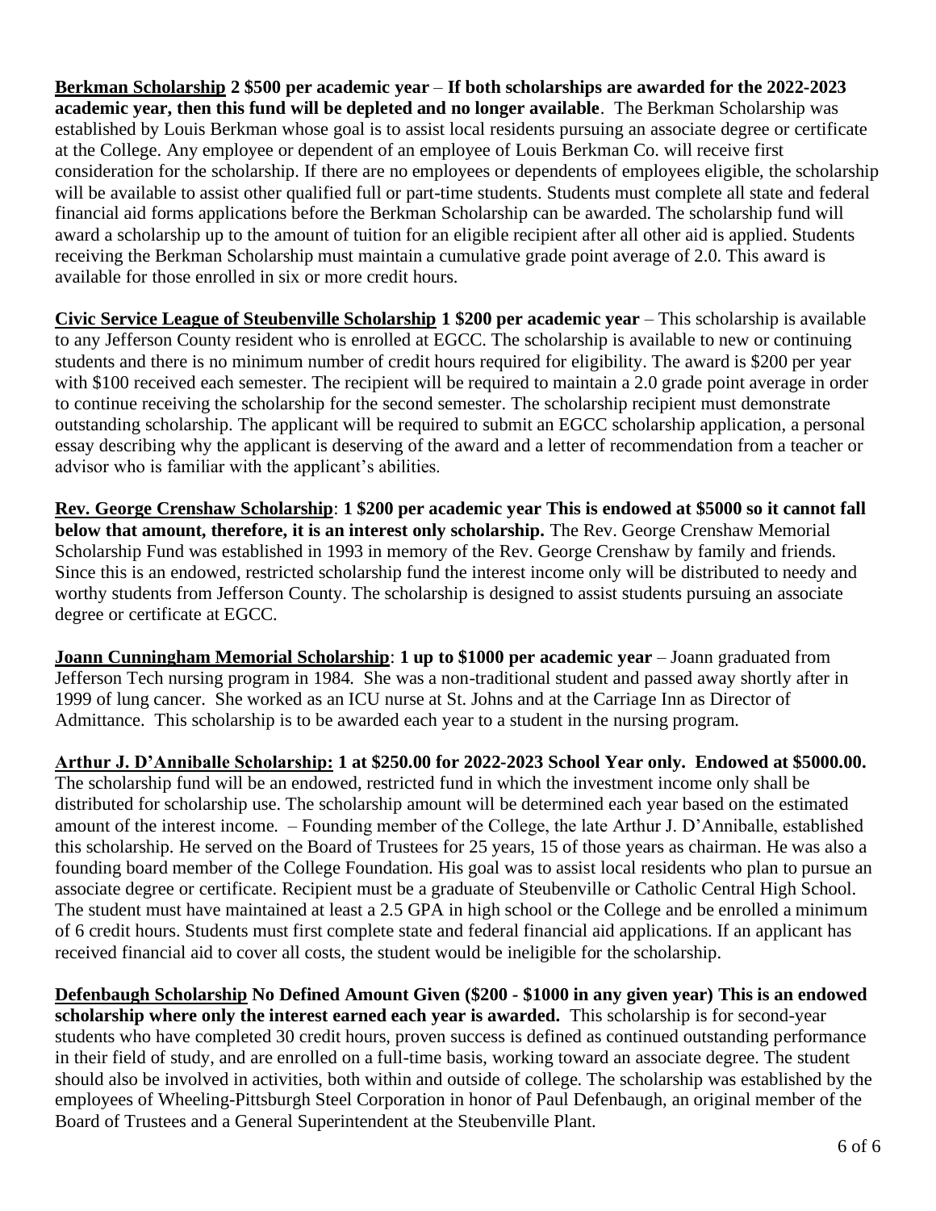**Berkman Scholarship 2 $500 per academic year** – **If both scholarships are awarded for the 2022-2023 academic year, then this fund will be depleted and no longer available**. The Berkman Scholarship was established by Louis Berkman whose goal is to assist local residents pursuing an associate degree or certificate at the College. Any employee or dependent of an employee of Louis Berkman Co. will receive first consideration for the scholarship. If there are no employees or dependents of employees eligible, the scholarship will be available to assist other qualified full or part-time students. Students must complete all state and federal financial aid forms applications before the Berkman Scholarship can be awarded. The scholarship fund will award a scholarship up to the amount of tuition for an eligible recipient after all other aid is applied. Students receiving the Berkman Scholarship must maintain a cumulative grade point average of 2.0. This award is available for those enrolled in six or more credit hours.

**Civic Service League of Steubenville Scholarship 1 $200 per academic year** – This scholarship is available to any Jefferson County resident who is enrolled at EGCC. The scholarship is available to new or continuing students and there is no minimum number of credit hours required for eligibility. The award is $200 per year with $100 received each semester. The recipient will be required to maintain a 2.0 grade point average in order to continue receiving the scholarship for the second semester. The scholarship recipient must demonstrate outstanding scholarship. The applicant will be required to submit an EGCC scholarship application, a personal essay describing why the applicant is deserving of the award and a letter of recommendation from a teacher or advisor who is familiar with the applicant's abilities.

**Rev. George Crenshaw Scholarship**: **1 $200 per academic year This is endowed at $5000 so it cannot fall below that amount, therefore, it is an interest only scholarship.** The Rev. George Crenshaw Memorial Scholarship Fund was established in 1993 in memory of the Rev. George Crenshaw by family and friends. Since this is an endowed, restricted scholarship fund the interest income only will be distributed to needy and worthy students from Jefferson County. The scholarship is designed to assist students pursuing an associate degree or certificate at EGCC.

**Joann Cunningham Memorial Scholarship**: **1 up to $1000 per academic year** – Joann graduated from Jefferson Tech nursing program in 1984. She was a non-traditional student and passed away shortly after in 1999 of lung cancer. She worked as an ICU nurse at St. Johns and at the Carriage Inn as Director of Admittance. This scholarship is to be awarded each year to a student in the nursing program.

**Arthur J. D'Anniballe Scholarship: 1 at $250.00 for 2022-2023 School Year only. Endowed at $5000.00.** The scholarship fund will be an endowed, restricted fund in which the investment income only shall be distributed for scholarship use. The scholarship amount will be determined each year based on the estimated amount of the interest income. – Founding member of the College, the late Arthur J. D'Anniballe, established this scholarship. He served on the Board of Trustees for 25 years, 15 of those years as chairman. He was also a founding board member of the College Foundation. His goal was to assist local residents who plan to pursue an associate degree or certificate. Recipient must be a graduate of Steubenville or Catholic Central High School. The student must have maintained at least a 2.5 GPA in high school or the College and be enrolled a minimum of 6 credit hours. Students must first complete state and federal financial aid applications. If an applicant has received financial aid to cover all costs, the student would be ineligible for the scholarship.

**Defenbaugh Scholarship No Defined Amount Given ($200 - $1000 in any given year) This is an endowed scholarship where only the interest earned each year is awarded.** This scholarship is for second-year students who have completed 30 credit hours, proven success is defined as continued outstanding performance in their field of study, and are enrolled on a full-time basis, working toward an associate degree. The student should also be involved in activities, both within and outside of college. The scholarship was established by the employees of Wheeling-Pittsburgh Steel Corporation in honor of Paul Defenbaugh, an original member of the Board of Trustees and a General Superintendent at the Steubenville Plant.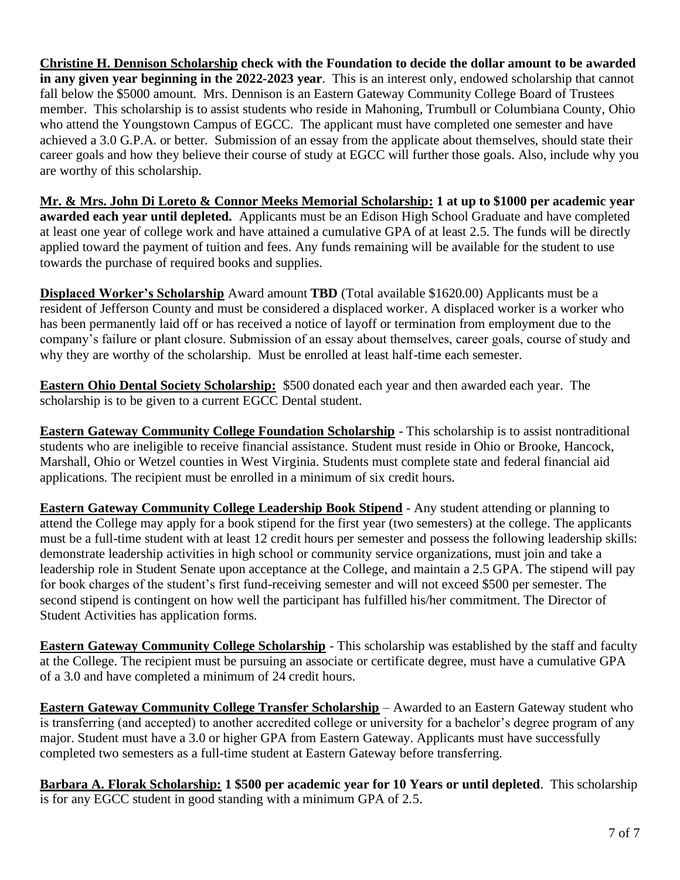**Christine H. Dennison Scholarship check with the Foundation to decide the dollar amount to be awarded in any given year beginning in the 2022-2023 year**. This is an interest only, endowed scholarship that cannot fall below the $5000 amount. Mrs. Dennison is an Eastern Gateway Community College Board of Trustees member. This scholarship is to assist students who reside in Mahoning, Trumbull or Columbiana County, Ohio who attend the Youngstown Campus of EGCC. The applicant must have completed one semester and have achieved a 3.0 G.P.A. or better. Submission of an essay from the applicate about themselves, should state their career goals and how they believe their course of study at EGCC will further those goals. Also, include why you are worthy of this scholarship.

**Mr. & Mrs. John Di Loreto & Connor Meeks Memorial Scholarship: 1 at up to $1000 per academic year awarded each year until depleted.** Applicants must be an Edison High School Graduate and have completed at least one year of college work and have attained a cumulative GPA of at least 2.5. The funds will be directly applied toward the payment of tuition and fees. Any funds remaining will be available for the student to use towards the purchase of required books and supplies.

**Displaced Worker's Scholarship** Award amount **TBD** (Total available $1620.00) Applicants must be a resident of Jefferson County and must be considered a displaced worker. A displaced worker is a worker who has been permanently laid off or has received a notice of layoff or termination from employment due to the company's failure or plant closure. Submission of an essay about themselves, career goals, course of study and why they are worthy of the scholarship. Must be enrolled at least half-time each semester.

**Eastern Ohio Dental Society Scholarship:** $500 donated each year and then awarded each year. The scholarship is to be given to a current EGCC Dental student.

**Eastern Gateway Community College Foundation Scholarship** - This scholarship is to assist nontraditional students who are ineligible to receive financial assistance. Student must reside in Ohio or Brooke, Hancock, Marshall, Ohio or Wetzel counties in West Virginia. Students must complete state and federal financial aid applications. The recipient must be enrolled in a minimum of six credit hours.

**Eastern Gateway Community College Leadership Book Stipend** - Any student attending or planning to attend the College may apply for a book stipend for the first year (two semesters) at the college. The applicants must be a full-time student with at least 12 credit hours per semester and possess the following leadership skills: demonstrate leadership activities in high school or community service organizations, must join and take a leadership role in Student Senate upon acceptance at the College, and maintain a 2.5 GPA. The stipend will pay for book charges of the student's first fund-receiving semester and will not exceed $500 per semester. The second stipend is contingent on how well the participant has fulfilled his/her commitment. The Director of Student Activities has application forms.

**Eastern Gateway Community College Scholarship** - This scholarship was established by the staff and faculty at the College. The recipient must be pursuing an associate or certificate degree, must have a cumulative GPA of a 3.0 and have completed a minimum of 24 credit hours.

**Eastern Gateway Community College Transfer Scholarship** – Awarded to an Eastern Gateway student who is transferring (and accepted) to another accredited college or university for a bachelor's degree program of any major. Student must have a 3.0 or higher GPA from Eastern Gateway. Applicants must have successfully completed two semesters as a full-time student at Eastern Gateway before transferring.

**Barbara A. Florak Scholarship: 1 $500 per academic year for 10 Years or until depleted**. This scholarship is for any EGCC student in good standing with a minimum GPA of 2.5.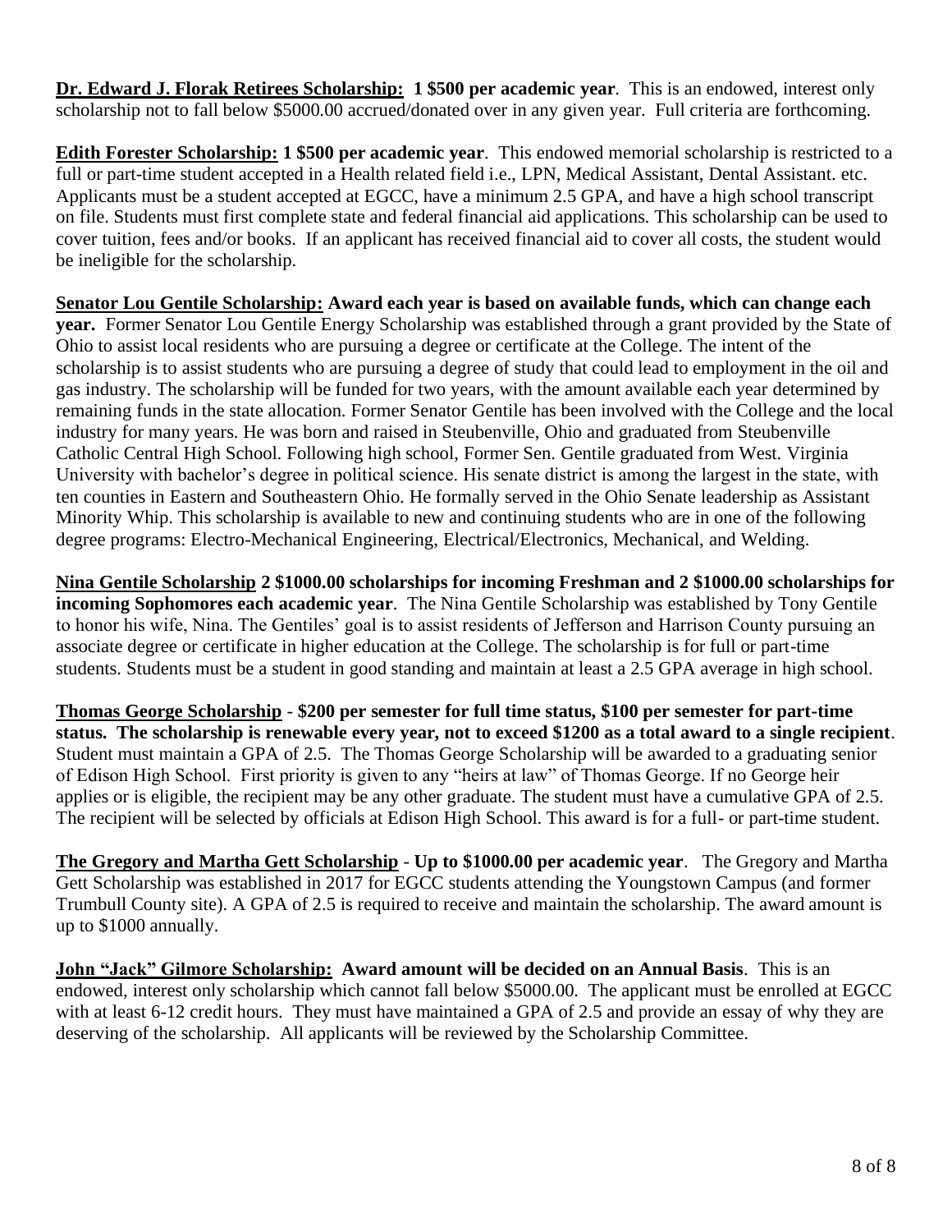**Dr. Edward J. Florak Retirees Scholarship: 1 $500 per academic year**. This is an endowed, interest only scholarship not to fall below $5000.00 accrued/donated over in any given year. Full criteria are forthcoming.

**Edith Forester Scholarship: 1 $500 per academic year**. This endowed memorial scholarship is restricted to a full or part-time student accepted in a Health related field i.e., LPN, Medical Assistant, Dental Assistant. etc. Applicants must be a student accepted at EGCC, have a minimum 2.5 GPA, and have a high school transcript on file. Students must first complete state and federal financial aid applications. This scholarship can be used to cover tuition, fees and/or books. If an applicant has received financial aid to cover all costs, the student would be ineligible for the scholarship.

**Senator Lou Gentile Scholarship: Award each year is based on available funds, which can change each year.** Former Senator Lou Gentile Energy Scholarship was established through a grant provided by the State of Ohio to assist local residents who are pursuing a degree or certificate at the College. The intent of the scholarship is to assist students who are pursuing a degree of study that could lead to employment in the oil and gas industry. The scholarship will be funded for two years, with the amount available each year determined by remaining funds in the state allocation. Former Senator Gentile has been involved with the College and the local industry for many years. He was born and raised in Steubenville, Ohio and graduated from Steubenville Catholic Central High School. Following high school, Former Sen. Gentile graduated from West. Virginia University with bachelor's degree in political science. His senate district is among the largest in the state, with ten counties in Eastern and Southeastern Ohio. He formally served in the Ohio Senate leadership as Assistant Minority Whip. This scholarship is available to new and continuing students who are in one of the following degree programs: Electro-Mechanical Engineering, Electrical/Electronics, Mechanical, and Welding.

**Nina Gentile Scholarship 2 $1000.00 scholarships for incoming Freshman and 2 $1000.00 scholarships for incoming Sophomores each academic year**. The Nina Gentile Scholarship was established by Tony Gentile to honor his wife, Nina. The Gentiles' goal is to assist residents of Jefferson and Harrison County pursuing an associate degree or certificate in higher education at the College. The scholarship is for full or part-time students. Students must be a student in good standing and maintain at least a 2.5 GPA average in high school.

**Thomas George Scholarship - $200 per semester for full time status, $100 per semester for part-time status. The scholarship is renewable every year, not to exceed $1200 as a total award to a single recipient**. Student must maintain a GPA of 2.5. The Thomas George Scholarship will be awarded to a graduating senior of Edison High School. First priority is given to any "heirs at law" of Thomas George. If no George heir applies or is eligible, the recipient may be any other graduate. The student must have a cumulative GPA of 2.5. The recipient will be selected by officials at Edison High School. This award is for a full- or part-time student.

**The Gregory and Martha Gett Scholarship - Up to $1000.00 per academic year**. The Gregory and Martha Gett Scholarship was established in 2017 for EGCC students attending the Youngstown Campus (and former Trumbull County site). A GPA of 2.5 is required to receive and maintain the scholarship. The award amount is up to $1000 annually.

**John "Jack" Gilmore Scholarship: Award amount will be decided on an Annual Basis**. This is an endowed, interest only scholarship which cannot fall below $5000.00. The applicant must be enrolled at EGCC with at least 6-12 credit hours. They must have maintained a GPA of 2.5 and provide an essay of why they are deserving of the scholarship. All applicants will be reviewed by the Scholarship Committee.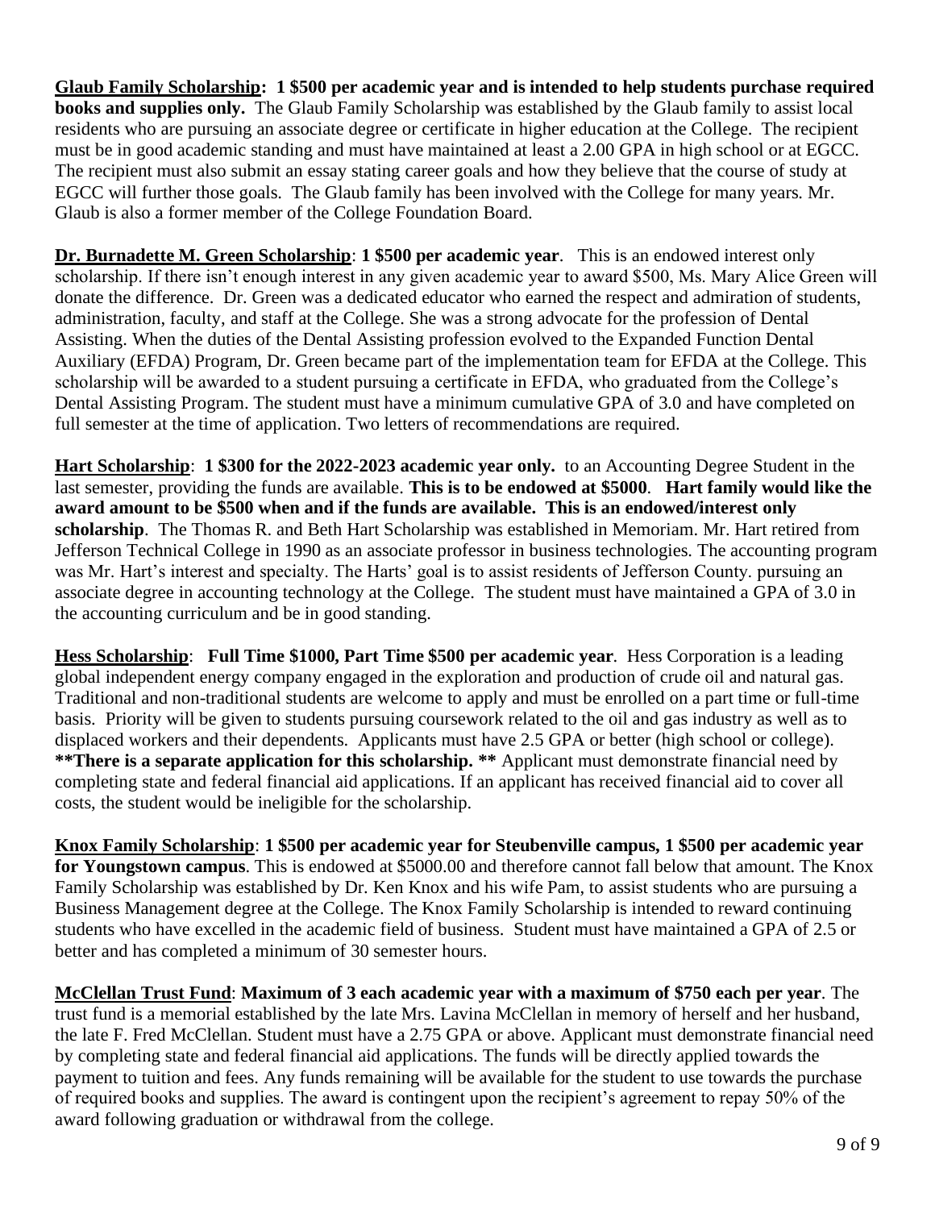**<u>Glaub Family Scholarship</u>: 1 $500 per academic year and is intended to help students purchase required books and supplies only.** The Glaub Family Scholarship was established by the Glaub family to assist local residents who are pursuing an associate degree or certificate in higher education at the College. The recipient must be in good academic standing and must have maintained at least a 2.00 GPA in high school or at EGCC. The recipient must also submit an essay stating career goals and how they believe that the course of study at EGCC will further those goals. The Glaub family has been involved with the College for many years. Mr. Glaub is also a former member of the College Foundation Board.

**<u>Dr. Burnadette M. Green Scholarship</u>**: **1 $500 per academic year**. This is an endowed interest only scholarship. If there isn't enough interest in any given academic year to award $500, Ms. Mary Alice Green will donate the difference. Dr. Green was a dedicated educator who earned the respect and admiration of students, administration, faculty, and staff at the College. She was a strong advocate for the profession of Dental Assisting. When the duties of the Dental Assisting profession evolved to the Expanded Function Dental Auxiliary (EFDA) Program, Dr. Green became part of the implementation team for EFDA at the College. This scholarship will be awarded to a student pursuing a certificate in EFDA, who graduated from the College's Dental Assisting Program. The student must have a minimum cumulative GPA of 3.0 and have completed on full semester at the time of application. Two letters of recommendations are required.

**<u>Hart Scholarship</u>**: **1 $300 for the 2022-2023 academic year only.** to an Accounting Degree Student in the last semester, providing the funds are available. **This is to be endowed at $5000**. **Hart family would like the award amount to be $500 when and if the funds are available. This is an endowed/interest only scholarship**. The Thomas R. and Beth Hart Scholarship was established in Memoriam. Mr. Hart retired from Jefferson Technical College in 1990 as an associate professor in business technologies. The accounting program was Mr. Hart's interest and specialty. The Harts' goal is to assist residents of Jefferson County. pursuing an associate degree in accounting technology at the College. The student must have maintained a GPA of 3.0 in the accounting curriculum and be in good standing.

**<u>Hess Scholarship</u>**: **Full Time $1000, Part Time $500 per academic year**. Hess Corporation is a leading global independent energy company engaged in the exploration and production of crude oil and natural gas. Traditional and non-traditional students are welcome to apply and must be enrolled on a part time or full-time basis. Priority will be given to students pursuing coursework related to the oil and gas industry as well as to displaced workers and their dependents. Applicants must have 2.5 GPA or better (high school or college). **\*\*There is a separate application for this scholarship. \*\*** Applicant must demonstrate financial need by completing state and federal financial aid applications. If an applicant has received financial aid to cover all costs, the student would be ineligible for the scholarship.

**<u>Knox Family Scholarship</u>**: **1 $500 per academic year for Steubenville campus, 1 $500 per academic year for Youngstown campus**. This is endowed at $5000.00 and therefore cannot fall below that amount. The Knox Family Scholarship was established by Dr. Ken Knox and his wife Pam, to assist students who are pursuing a Business Management degree at the College. The Knox Family Scholarship is intended to reward continuing students who have excelled in the academic field of business. Student must have maintained a GPA of 2.5 or better and has completed a minimum of 30 semester hours.

**<u>McClellan Trust Fund</u>**: **Maximum of 3 each academic year with a maximum of $750 each per year**. The trust fund is a memorial established by the late Mrs. Lavina McClellan in memory of herself and her husband, the late F. Fred McClellan. Student must have a 2.75 GPA or above. Applicant must demonstrate financial need by completing state and federal financial aid applications. The funds will be directly applied towards the payment to tuition and fees. Any funds remaining will be available for the student to use towards the purchase of required books and supplies. The award is contingent upon the recipient's agreement to repay 50% of the award following graduation or withdrawal from the college.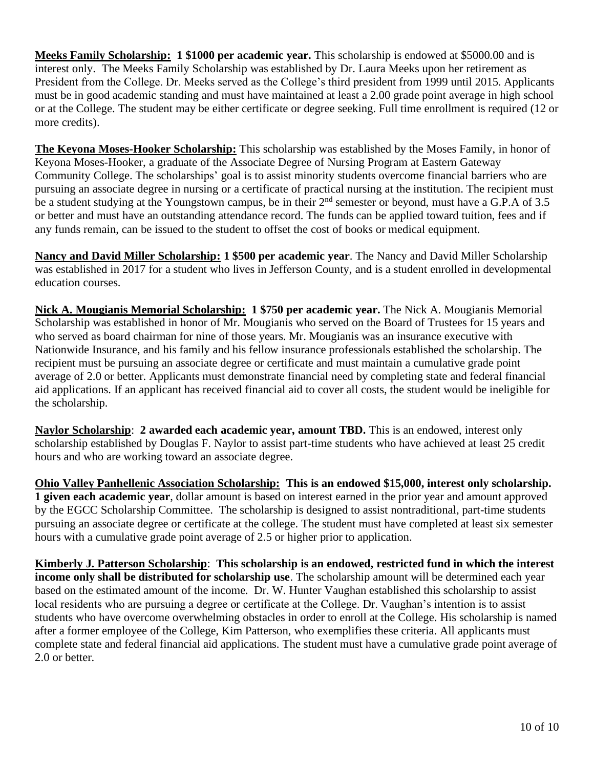**Meeks Family Scholarship: 1 $1000 per academic year.** This scholarship is endowed at $5000.00 and is interest only. The Meeks Family Scholarship was established by Dr. Laura Meeks upon her retirement as President from the College. Dr. Meeks served as the College's third president from 1999 until 2015. Applicants must be in good academic standing and must have maintained at least a 2.00 grade point average in high school or at the College. The student may be either certificate or degree seeking. Full time enrollment is required (12 or more credits).

**The Keyona Moses-Hooker Scholarship:** This scholarship was established by the Moses Family, in honor of Keyona Moses-Hooker, a graduate of the Associate Degree of Nursing Program at Eastern Gateway Community College. The scholarships' goal is to assist minority students overcome financial barriers who are pursuing an associate degree in nursing or a certificate of practical nursing at the institution. The recipient must be a student studying at the Youngstown campus, be in their 2nd semester or beyond, must have a G.P.A of 3.5 or better and must have an outstanding attendance record. The funds can be applied toward tuition, fees and if any funds remain, can be issued to the student to offset the cost of books or medical equipment.

**Nancy and David Miller Scholarship: 1 $500 per academic year**. The Nancy and David Miller Scholarship was established in 2017 for a student who lives in Jefferson County, and is a student enrolled in developmental education courses.

**Nick A. Mougianis Memorial Scholarship: 1 $750 per academic year.** The Nick A. Mougianis Memorial Scholarship was established in honor of Mr. Mougianis who served on the Board of Trustees for 15 years and who served as board chairman for nine of those years. Mr. Mougianis was an insurance executive with Nationwide Insurance, and his family and his fellow insurance professionals established the scholarship. The recipient must be pursuing an associate degree or certificate and must maintain a cumulative grade point average of 2.0 or better. Applicants must demonstrate financial need by completing state and federal financial aid applications. If an applicant has received financial aid to cover all costs, the student would be ineligible for the scholarship.

**Naylor Scholarship**: **2 awarded each academic year, amount TBD.** This is an endowed, interest only scholarship established by Douglas F. Naylor to assist part-time students who have achieved at least 25 credit hours and who are working toward an associate degree.

**Ohio Valley Panhellenic Association Scholarship: This is an endowed $15,000, interest only scholarship. 1 given each academic year**, dollar amount is based on interest earned in the prior year and amount approved by the EGCC Scholarship Committee. The scholarship is designed to assist nontraditional, part-time students pursuing an associate degree or certificate at the college. The student must have completed at least six semester hours with a cumulative grade point average of 2.5 or higher prior to application.

**Kimberly J. Patterson Scholarship**: **This scholarship is an endowed, restricted fund in which the interest income only shall be distributed for scholarship use**. The scholarship amount will be determined each year based on the estimated amount of the income. Dr. W. Hunter Vaughan established this scholarship to assist local residents who are pursuing a degree or certificate at the College. Dr. Vaughan's intention is to assist students who have overcome overwhelming obstacles in order to enroll at the College. His scholarship is named after a former employee of the College, Kim Patterson, who exemplifies these criteria. All applicants must complete state and federal financial aid applications. The student must have a cumulative grade point average of 2.0 or better.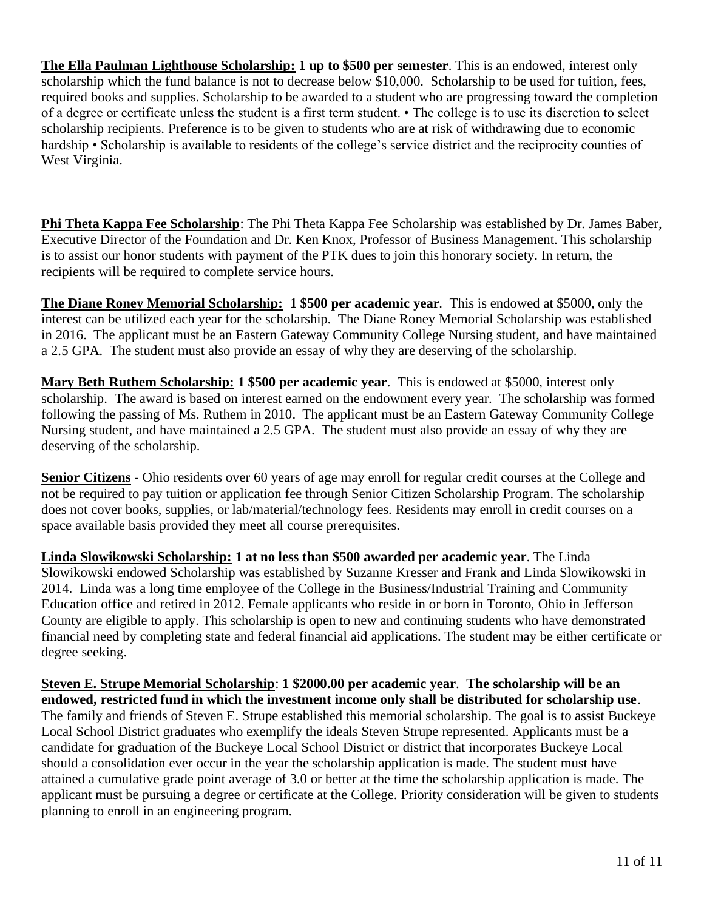**<u>The Ella Paulman Lighthouse Scholarship:</u> 1 up to $500 per semester**. This is an endowed, interest only scholarship which the fund balance is not to decrease below $10,000. Scholarship to be used for tuition, fees, required books and supplies. Scholarship to be awarded to a student who are progressing toward the completion of a degree or certificate unless the student is a first term student. • The college is to use its discretion to select scholarship recipients. Preference is to be given to students who are at risk of withdrawing due to economic hardship • Scholarship is available to residents of the college's service district and the reciprocity counties of West Virginia.

**<u>Phi Theta Kappa Fee Scholarship</u>**: The Phi Theta Kappa Fee Scholarship was established by Dr. James Baber, Executive Director of the Foundation and Dr. Ken Knox, Professor of Business Management. This scholarship is to assist our honor students with payment of the PTK dues to join this honorary society. In return, the recipients will be required to complete service hours.

**<u>The Diane Roney Memorial Scholarship:</u> 1 $500 per academic year**. This is endowed at $5000, only the interest can be utilized each year for the scholarship. The Diane Roney Memorial Scholarship was established in 2016. The applicant must be an Eastern Gateway Community College Nursing student, and have maintained a 2.5 GPA. The student must also provide an essay of why they are deserving of the scholarship.

**<u>Mary Beth Ruthem Scholarship:</u> 1 $500 per academic year**. This is endowed at $5000, interest only scholarship. The award is based on interest earned on the endowment every year. The scholarship was formed following the passing of Ms. Ruthem in 2010. The applicant must be an Eastern Gateway Community College Nursing student, and have maintained a 2.5 GPA. The student must also provide an essay of why they are deserving of the scholarship.

**<u>Senior Citizens</u>** - Ohio residents over 60 years of age may enroll for regular credit courses at the College and not be required to pay tuition or application fee through Senior Citizen Scholarship Program. The scholarship does not cover books, supplies, or lab/material/technology fees. Residents may enroll in credit courses on a space available basis provided they meet all course prerequisites.

**<u>Linda Slowikowski Scholarship:</u> 1 at no less than $500 awarded per academic year**. The Linda Slowikowski endowed Scholarship was established by Suzanne Kresser and Frank and Linda Slowikowski in 2014. Linda was a long time employee of the College in the Business/Industrial Training and Community Education office and retired in 2012. Female applicants who reside in or born in Toronto, Ohio in Jefferson County are eligible to apply. This scholarship is open to new and continuing students who have demonstrated financial need by completing state and federal financial aid applications. The student may be either certificate or degree seeking.

**<u>Steven E. Strupe Memorial Scholarship</u>**: **1 $2000.00 per academic year**. **The scholarship will be an endowed, restricted fund in which the investment income only shall be distributed for scholarship use**. The family and friends of Steven E. Strupe established this memorial scholarship. The goal is to assist Buckeye Local School District graduates who exemplify the ideals Steven Strupe represented. Applicants must be a candidate for graduation of the Buckeye Local School District or district that incorporates Buckeye Local should a consolidation ever occur in the year the scholarship application is made. The student must have attained a cumulative grade point average of 3.0 or better at the time the scholarship application is made. The applicant must be pursuing a degree or certificate at the College. Priority consideration will be given to students planning to enroll in an engineering program.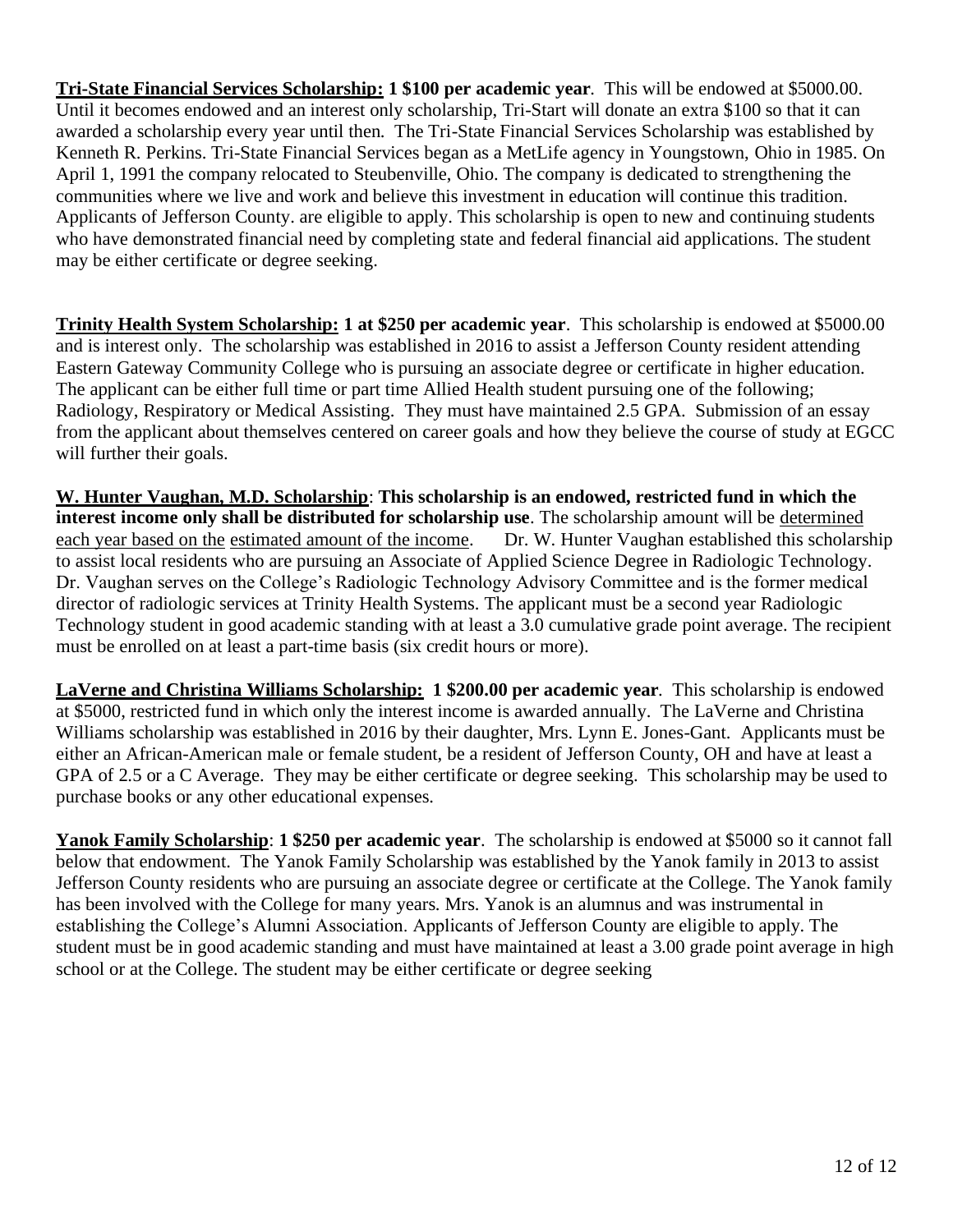**Tri-State Financial Services Scholarship:** **1 $100 per academic year**. This will be endowed at $5000.00. Until it becomes endowed and an interest only scholarship, Tri-Start will donate an extra $100 so that it can awarded a scholarship every year until then. The Tri-State Financial Services Scholarship was established by Kenneth R. Perkins. Tri-State Financial Services began as a MetLife agency in Youngstown, Ohio in 1985. On April 1, 1991 the company relocated to Steubenville, Ohio. The company is dedicated to strengthening the communities where we live and work and believe this investment in education will continue this tradition. Applicants of Jefferson County. are eligible to apply. This scholarship is open to new and continuing students who have demonstrated financial need by completing state and federal financial aid applications. The student may be either certificate or degree seeking.

**Trinity Health System Scholarship:** **1 at $250 per academic year**. This scholarship is endowed at $5000.00 and is interest only. The scholarship was established in 2016 to assist a Jefferson County resident attending Eastern Gateway Community College who is pursuing an associate degree or certificate in higher education. The applicant can be either full time or part time Allied Health student pursuing one of the following; Radiology, Respiratory or Medical Assisting. They must have maintained 2.5 GPA. Submission of an essay from the applicant about themselves centered on career goals and how they believe the course of study at EGCC will further their goals.

**W. Hunter Vaughan, M.D. Scholarship**: **This scholarship is an endowed, restricted fund in which the interest income only shall be distributed for scholarship use**. The scholarship amount will be determined each year based on the estimated amount of the income. Dr. W. Hunter Vaughan established this scholarship to assist local residents who are pursuing an Associate of Applied Science Degree in Radiologic Technology. Dr. Vaughan serves on the College's Radiologic Technology Advisory Committee and is the former medical director of radiologic services at Trinity Health Systems. The applicant must be a second year Radiologic Technology student in good academic standing with at least a 3.0 cumulative grade point average. The recipient must be enrolled on at least a part-time basis (six credit hours or more).

**LaVerne and Christina Williams Scholarship:** **1 $200.00 per academic year**. This scholarship is endowed at $5000, restricted fund in which only the interest income is awarded annually. The LaVerne and Christina Williams scholarship was established in 2016 by their daughter, Mrs. Lynn E. Jones-Gant. Applicants must be either an African-American male or female student, be a resident of Jefferson County, OH and have at least a GPA of 2.5 or a C Average. They may be either certificate or degree seeking. This scholarship may be used to purchase books or any other educational expenses.

**Yanok Family Scholarship**: **1 $250 per academic year**. The scholarship is endowed at $5000 so it cannot fall below that endowment. The Yanok Family Scholarship was established by the Yanok family in 2013 to assist Jefferson County residents who are pursuing an associate degree or certificate at the College. The Yanok family has been involved with the College for many years. Mrs. Yanok is an alumnus and was instrumental in establishing the College's Alumni Association. Applicants of Jefferson County are eligible to apply. The student must be in good academic standing and must have maintained at least a 3.00 grade point average in high school or at the College. The student may be either certificate or degree seeking